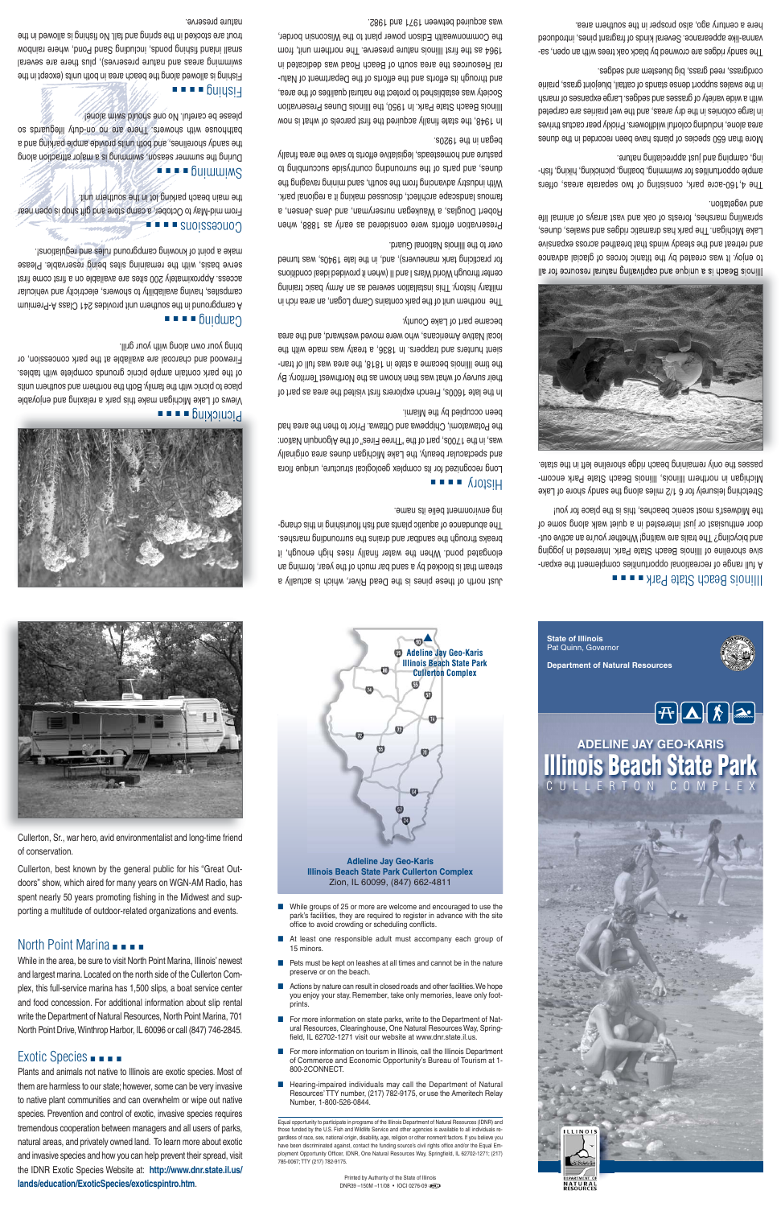# Illinois Beach State Park

A full range of recreational opportunities complement the expansive shoreline of Illinois Beach State Park. Interested in jogging and bicycling? The trails are waiting! Whether you're an active outdoor enthusiast or just interested in a quiet walk along some of the Midwest's most scenic beaches, this is the place for you!

Stretching leisurely for 6 1/2 miles along the sandy shores of Lake Michigan in northern Illinois, Illinois Beach State Park encompasses the only remaining beach ridge shoreline left in the state.

Illinois Beach is a unique and captivating natural resource for all to enjoy. It was created by the titanic forces of glacial advance and retreat and the steady winds that breathed across expansive Lake Michigan. The park has dramatic ridges and swales, dunes, sprawling marshes, forests of oak and vast arrays of animal life and vegetation.

The 4,160-acre park, consisting of two separate areas, offers ample opportunities for swimming, boating, picnicking, hiking, fishing, camping and just appreciating nature.

More than 650 species of plants have been recorded in the dunes area alone, including colorful wildflowers. Prickly pear cactus thrives in large colonies in the dry areas, and the wet prairies are carpeted with a wide variety of grasses and sedges. Large expanses of marsh in the swales support dense stands of cattail, bluejoint grass, prairie cordgrass, reed grass, big bluestem and sedges.

The sandy ridges are crowned by black oak trees with an open, savanna-like appearance. Several kinds of fragrant pines, introduced here a century ago, also prosper in the southern area.

Just north of these pines is the Dead River, which is actually a stream that is blocked by a sand bar much of the year, forming an elongated pond. When the water finally rises high enough, it breaks through the sandbar and drains the surrounding marshes. The abundance of aquatic plants and fish flourishing in this changing environment belie its name.

## History ■■■■

Long recognized for its complex geological structure, unique flora and spectacular beauty, the Lake Michigan dunes area originally was, in the 1700s, part of the "Three Fires" of the Algonquin Nation: the Potawatomi, Chippewa and Ottawa. Prior to then the area had been occupied by the Miami.

In the late 1600s, French explorers first visited the area as part of their survey of what was then known as the Northwest Territory. By the time Illinois became a state in 1818, the area was full of transient hunters and trappers. In 1836, a treaty was made with the local Native Americans, who were moved westward, and the area became part of Lake County.

The northern unit of the park contains Camp Logan, an area rich in military history. This installation severed as an Army basic training center though World Wars I and II (when it provided ideal conditions for practicing tank maneuvers), and, in the late 1940s, was turned over to the Illinois National Guard.

Preservation efforts were considered as early as 1888, when Robert Douglas, a Waukegan nurseryman, and Jens Jensen, a famous landscape architect, discussed making it a regional park. With industry advancing from the south, sand mining ravaging the dunes, and parts of the surrounding countryside succumbing to pasture and homesteads, legislative efforts to save the area finally began in the 1920s.

In 1948, the state finally acquired the first parcels of what is now Illinois Beach State Park. In 1950, the Illinois Dunes Preservation Society was established to protect the natural qualities of the area, and through its efforts and the efforts of the Department of Natural Resources the area south of Beach Road was dedicated in 1964 as the first Illinois nature preserve. The northern unit, from the Commonwealth Edison power plant to the Wisconsin border, was acquired between 1971 and 1982.

## Picnicking ■■■■

Views of Lake Michigan make this park a relaxing and enjoyable place to picnic with the family. Both the northern and southern units of the park contain ample picnic grounds complete with tables. Firewood and charcoal are available at the park concession, or bring your own along with your grill.

## Camping ■■■■

A campground in the southern unit provides 241 Class A-Premium campsites, having availability to showers, electricity and vehicular access. Approximately 200 sites are available on a first come first serve basis, with the remaining sites being reservable. Please make a point of knowing campground rules and regulations!

## Concessions ■■■■

From mid-May to October, a camp store and gift shop is open near the main beach parking lot in the southern unit.

## Swimming ■■■■

During the summer season, swimming is a major attraction along the sandy shorelines, and both units provide ample parking and a bathhouse with showers. There are no on-duty lifeguards so please be careful. No one swims alone!

## Fishing ■■■■

Fishing is allowed along the beach area in both units (except in the swimming areas and nature preserves), plus there are several small inland fishing ponds, including Sand Pond, where rainbow trout are stocked in the spring and fall. No fishing is allowed in the nature preserve.

Cullerton, Sr., war hero, avid environmentalist and long-time friend of conservation.

Cullerton, best known by the general public for his "Great Outdoors" show, which aired for many years on WGN-AM Radio, has spent nearly 50 years promoting fishing in the Midwest and supporting a multitude of outdoor-related organizations and events.

## North Point Marina ■■■■

While in the area, be sure to visit North Point Marina, Illinois' newest and largest marina. Located on the north side of the Cullerton Complex, this full-service marina has 1,500 slips, a boat service center and food concession. For additional information about slip rental write the Department of Natural Resources, North Point Marina, 701 North Point Drive, Winthrop Harbor, IL 60096 or call (847) 746-2845.

## Exotic Species ■■■■

Plants and animals not native to Illinois are exotic species. Most of them are harmless to our state; however, some can be very invasive to native plant communities and can overwhelm or wipe out native species. Prevention and control of exotic, invasive species requires tremendous cooperation between managers and all users of parks, natural areas, and privately owned land. To learn more about exotic and invasive species and how you can help prevent their spread, visit the IDNR Exotic Species Website at: **http://www.dnr.state.il.us/lands/education/ExoticSpecies/exoticspintro.htm**.

**Adeline Jay Geo-Karis Illinois Beach State Park Culleron Complex**

**Adeline Jay Geo-Karis Illinois Beach State Park Cullerton Complex**
Zion, IL 60099, (847) 662-4811

- While groups of 25 or more are welcome and encouraged to use the park's facilities, they are required to register in advance with the site office to avoid crowding or scheduling conflicts.
- At least one responsible adult must accompany each group of 15 minors.
- Pets must be kept on leashes at all times and cannot be in the nature preserve or on the beach.
- Actions by nature can result in closed roads and other facilities. We hope you enjoy your stay. Remember, take only memories, leave only footprints.
- For more information on state parks, write to the Department of Natural Resources, Clearinghouse, One Natural Resources Way, Springfield, IL 62702-1271 visit our website at www.dnr.state.il.us.
- For more information on tourism in Illinois, call the Illinois Department of Commerce and Economic Opportunity's Bureau of Tourism at 1-800-2CONNECT.
- Hearing-impaired individuals may call the Department of Natural Resources' TTY number, (217) 782-9175, or use the Ameritech Relay Number, 1-800-526-0844.

Equal opportunity to participate in programs of the Illinois Department of Natural Resources (IDNR) and those funded by the U.S. Fish and Wildlife Service and other agencies is available to all individuals regardless of race, sex, national origin, disability, age, religion or other nonmerit factors. If you believe you have been discriminated against, contact the funding source's civil rights office and/or the Equal Employment Opportunity Officer, IDNR, One Natural Resources Way, Springfield, IL 62702-1271; (217) 785-0067; TTY (217) 782-9175.

Printed by Authority of the State of Illinois
DNR39 –150M –11/08 • IOCI 0276-09

**State of Illinois**
Pat Quinn, Governor

**Department of Natural Resources**

## ADELINE JAY GEO-KARIS
# Illinois Beach State Park
CULLERTON COMPLEX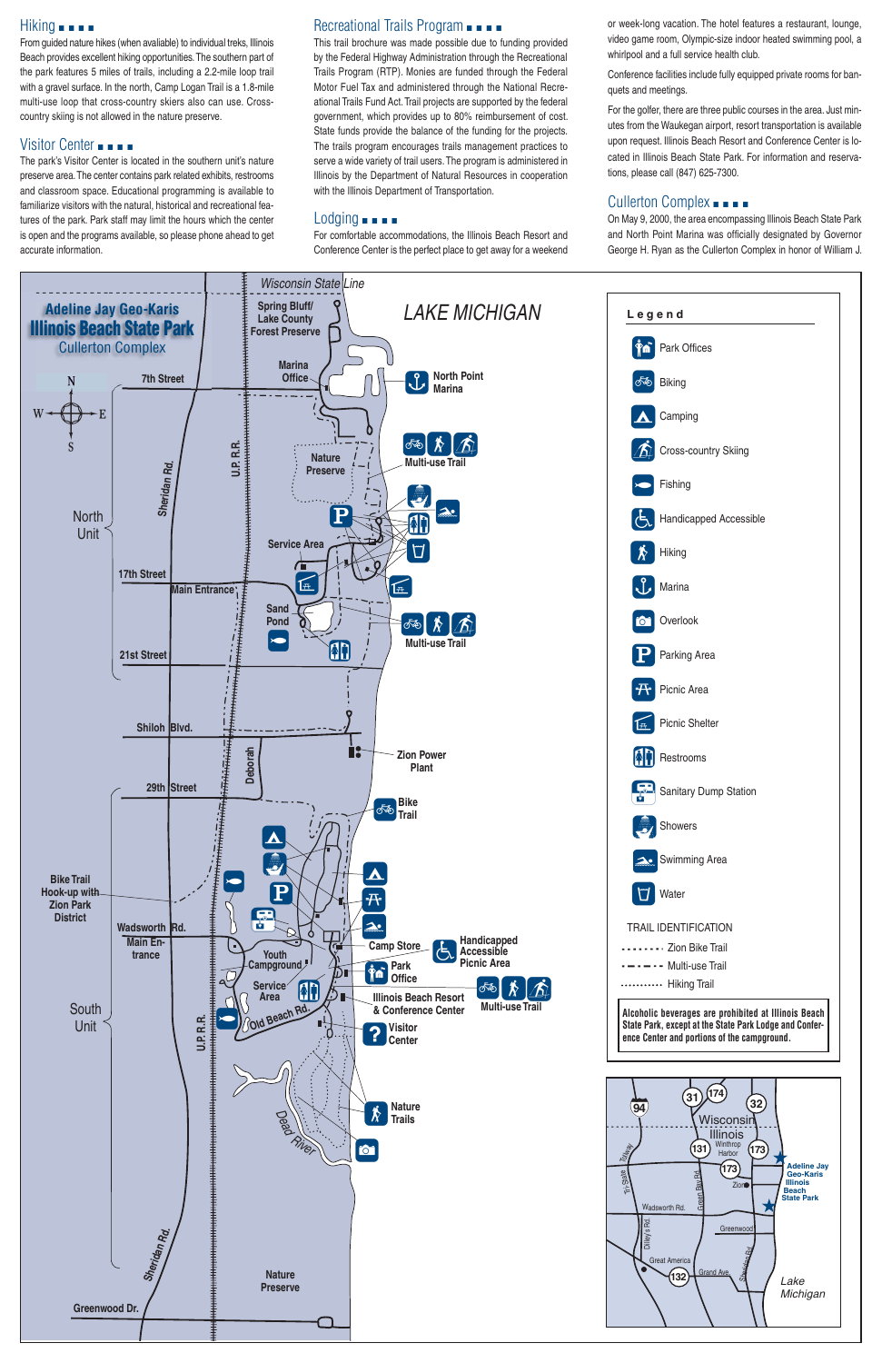## Hiking

From guided nature hikes (when available) to individual treks, Illinois Beach provides excellent hiking opportunities. The southern part of the park features 5 miles of trails, including a 2.2-mile loop trail with a gravel surface. In the north, Camp Logan Trail is a 1.8-mile multi-use loop that cross-country skiers also can use. Cross-country skiing is not allowed in the nature preserve.

## Visitor Center

The park's Visitor Center is located in the southern unit's nature preserve area. The center contains park related exhibits, restrooms and classroom space. Educational programming is available to familiarize visitors with the natural, historical and recreational features of the park. Park staff may limit the hours which the center is open and the programs available, so please phone ahead to get accurate information.

## Recreational Trails Program

This trail brochure was made possible due to funding provided by the Federal Highway Administration through the Recreational Trails Program (RTP). Monies are funded through the Federal Motor Fuel Tax and administered through the National Recreational Trails Fund Act. Trail projects are supported by the federal government, which provides up to 80% reimbursement of cost. State funds provide the balance of the funding for the projects. The trails program encourages trails management practices to serve a wide variety of trail users. The program is administered in Illinois by the Department of Natural Resources in cooperation with the Illinois Department of Transportation.

## Lodging

For comfortable accommodations, the Illinois Beach Resort and Conference Center is the perfect place to get away for a weekend or week-long vacation. The hotel features a restaurant, lounge, video game room, Olympic-size indoor heated swimming pool, a whirlpool and a full service health club.

Conference facilities include fully equipped private rooms for banquets and meetings.

For the golfer, there are three public courses in the area. Just minutes from the Waukegan airport, resort transportation is available upon request. Illinois Beach Resort and Conference Center is located in Illinois Beach State Park. For information and reservations, please call (847) 625-7300.

## Cullerton Complex

On May 9, 2000, the area encompassing Illinois Beach State Park and North Point Marina was officially designated by Governor George H. Ryan as the Cullerton Complex in honor of William J.

Adeline Jay Geo-Karis
Illinois Beach State Park
Cullerton Complex

Wisconsin State Line
LAKE MICHIGAN
Spring Bluff/ Lake County Forest Preserve
Marina Office
North Point Marina
7th Street
Nature Preserve
Multi-use Trail
North Unit
Sheridan Rd.
U.P. R.R.
Service Area
17th Street
Main Entrance
Sand Pond
Multi-use Trail
21st Street
Shiloh Blvd.
Zion Power Plant
Deborah
29th Street
Bike Trail
Bike Trail Hook-up with Zion Park District
Wadsworth Rd.
Main Entrance
Youth Campground
Camp Store
Handicapped Accessible Picnic Area
Park Office
Service Area
Illinois Beach Resort & Conference Center
Multi-use Trail
Old Beach Rd.
Visitor Center
South Unit
U.P. R.R.
Dead River
Nature Trails
Sheridan Rd.
Nature Preserve
Greenwood Dr.

**Legend**

- Park Offices
- Biking
- Camping
- Cross-country Skiing
- Fishing
- Handicapped Accessible
- Hiking
- Marina
- Overlook
- Parking Area
- Picnic Area
- Picnic Shelter
- Restrooms
- Sanitary Dump Station
- Showers
- Swimming Area
- Water

TRAIL IDENTIFICATION
- Zion Bike Trail
- Multi-use Trail
- Hiking Trail

**Alcoholic beverages are prohibited at Illinois Beach State Park, except at the State Park Lodge and Conference Center and portions of the campground.**

94, 31, 174, 32, Wisconsin, Illinois, Winthrop Harbor, 131, 173, 173, Tollway, Tri-State, Green Bay Rd., Zion, Adeline Jay Geo-Karis Illinois Beach State Park, Wadsworth Rd., Greenwood, Dilleys Rd., Great America, 132, Grand Ave., Sheridan Rd., Lake Michigan